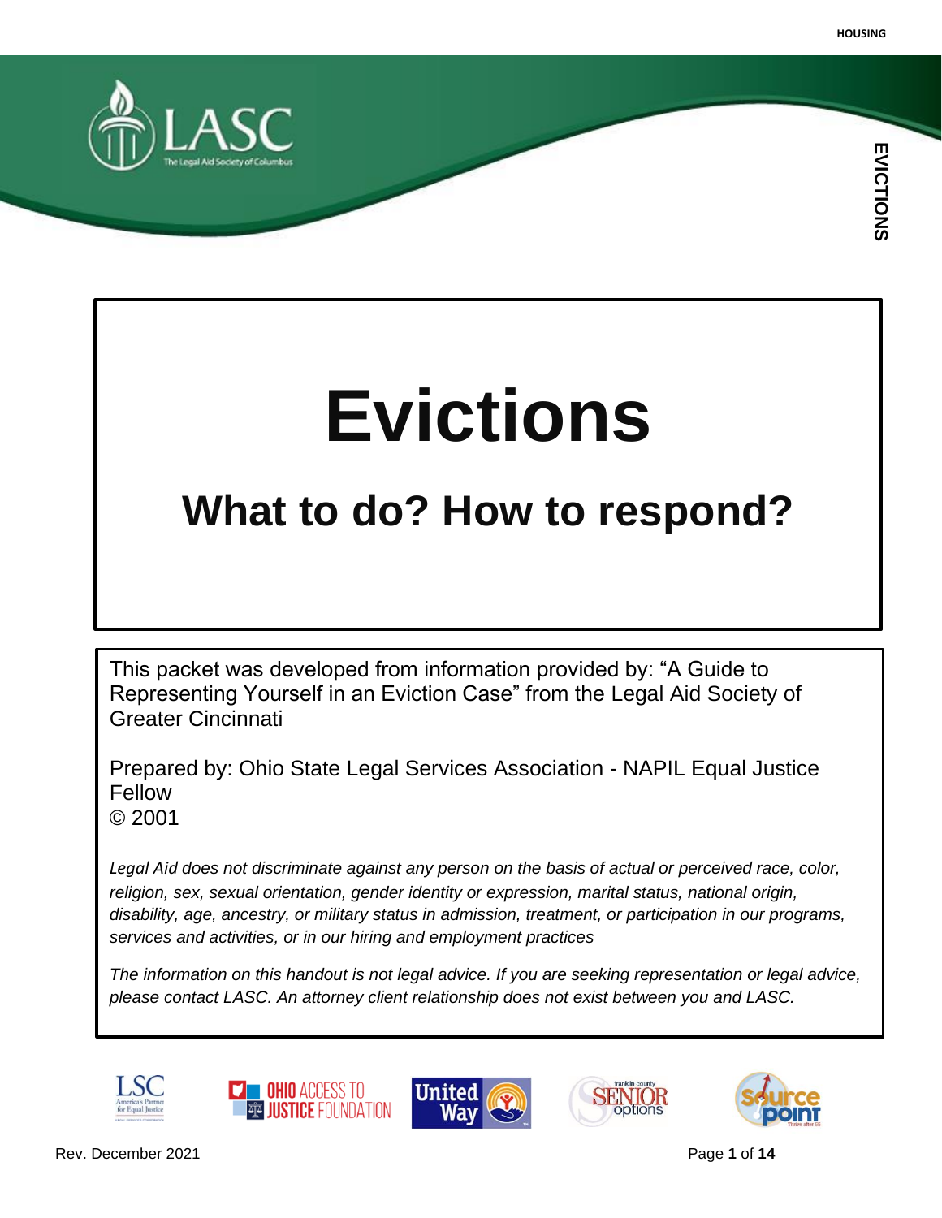# Evictions

## What to do? How to respond?

This packet was developed from information provided by: "A Guide to Representing Yourself in an Eviction Case" from the Legal Aid Society of Greater Cincinnati

Prepared by: Ohio State Legal Services Association - NAPIL Equal Justice Fellow
© 2001

*Legal Aid does not discriminate against any person on the basis of actual or perceived race, color, religion, sex, sexual orientation, gender identity or expression, marital status, national origin, disability, age, ancestry, or military status in admission, treatment, or participation in our programs, services and activities, or in our hiring and employment practices*

*The information on this handout is not legal advice. If you are seeking representation or legal advice, please contact LASC. An attorney client relationship does not exist between you and LASC.*

Rev. December 2021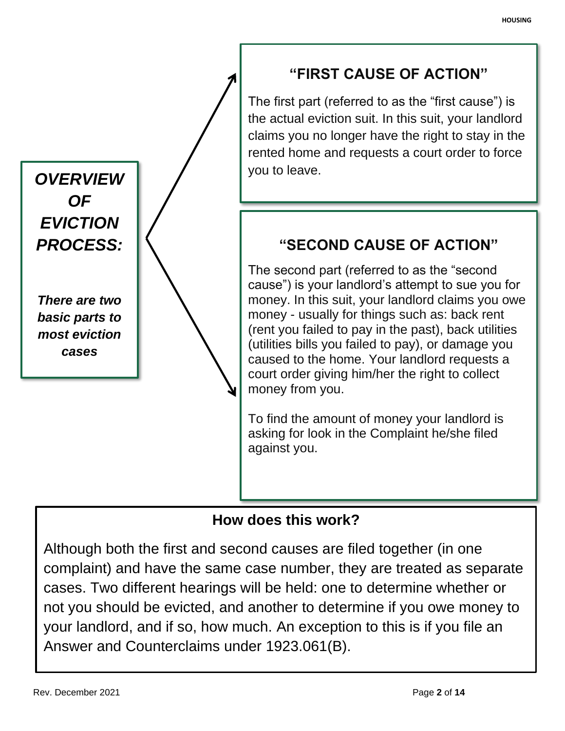## *OVERVIEW OF EVICTION PROCESS:*

***There are two basic parts to most eviction cases***

### "FIRST CAUSE OF ACTION"

The first part (referred to as the "first cause") is the actual eviction suit. In this suit, your landlord claims you no longer have the right to stay in the rented home and requests a court order to force you to leave.

### "SECOND CAUSE OF ACTION"

The second part (referred to as the "second cause") is your landlord's attempt to sue you for money. In this suit, your landlord claims you owe money - usually for things such as: back rent (rent you failed to pay in the past), back utilities (utilities bills you failed to pay), or damage you caused to the home. Your landlord requests a court order giving him/her the right to collect money from you.

To find the amount of money your landlord is asking for look in the Complaint he/she filed against you.

### How does this work?

Although both the first and second causes are filed together (in one complaint) and have the same case number, they are treated as separate cases. Two different hearings will be held: one to determine whether or not you should be evicted, and another to determine if you owe money to your landlord, and if so, how much. An exception to this is if you file an Answer and Counterclaims under 1923.061(B).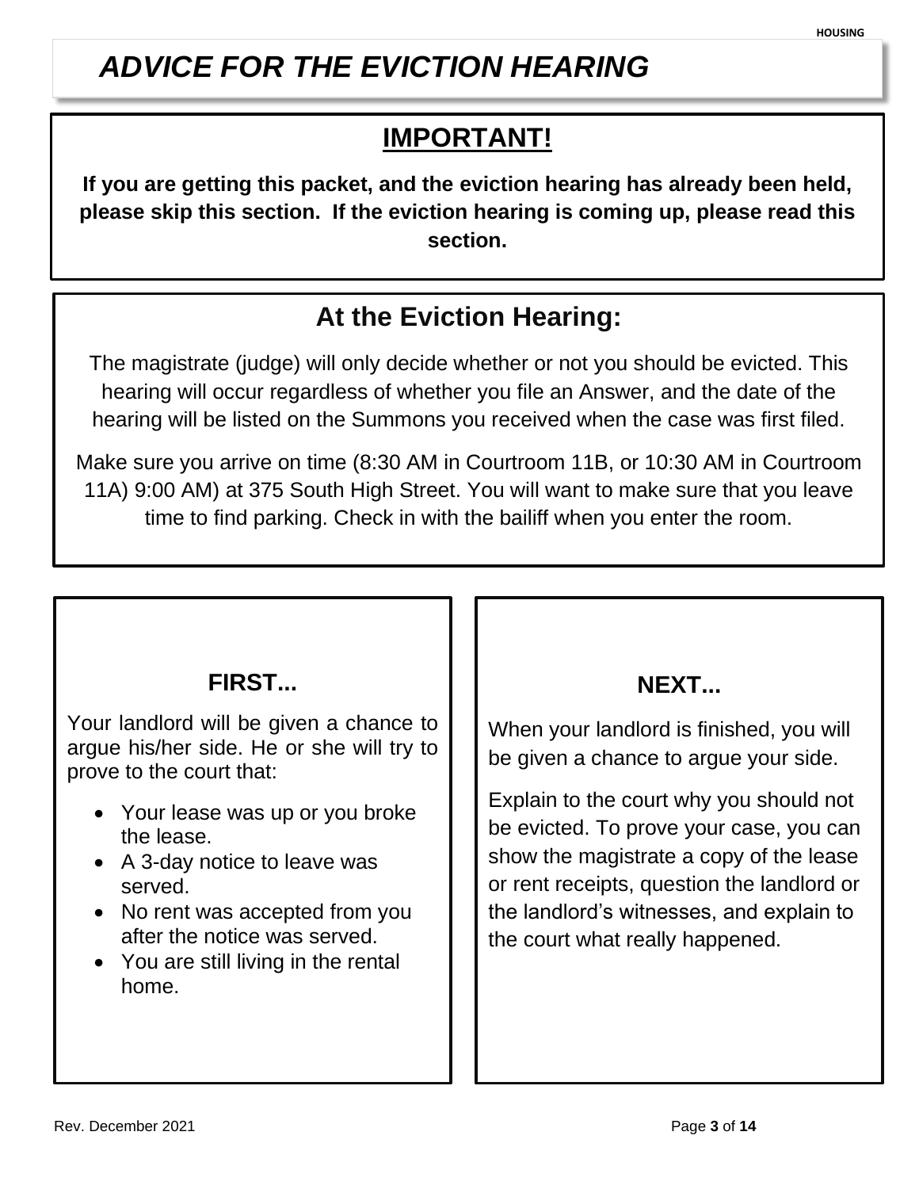# *ADVICE FOR THE EVICTION HEARING*

## IMPORTANT!

**If you are getting this packet, and the eviction hearing has already been held, please skip this section. If the eviction hearing is coming up, please read this section.**

## At the Eviction Hearing:

The magistrate (judge) will only decide whether or not you should be evicted. This hearing will occur regardless of whether you file an Answer, and the date of the hearing will be listed on the Summons you received when the case was first filed.

Make sure you arrive on time (8:30 AM in Courtroom 11B, or 10:30 AM in Courtroom 11A) 9:00 AM) at 375 South High Street. You will want to make sure that you leave time to find parking. Check in with the bailiff when you enter the room.

### FIRST...

Your landlord will be given a chance to argue his/her side. He or she will try to prove to the court that:

- Your lease was up or you broke the lease.
- A 3-day notice to leave was served.
- No rent was accepted from you after the notice was served.
- You are still living in the rental home.

### NEXT...

When your landlord is finished, you will be given a chance to argue your side.

Explain to the court why you should not be evicted. To prove your case, you can show the magistrate a copy of the lease or rent receipts, question the landlord or the landlord's witnesses, and explain to the court what really happened.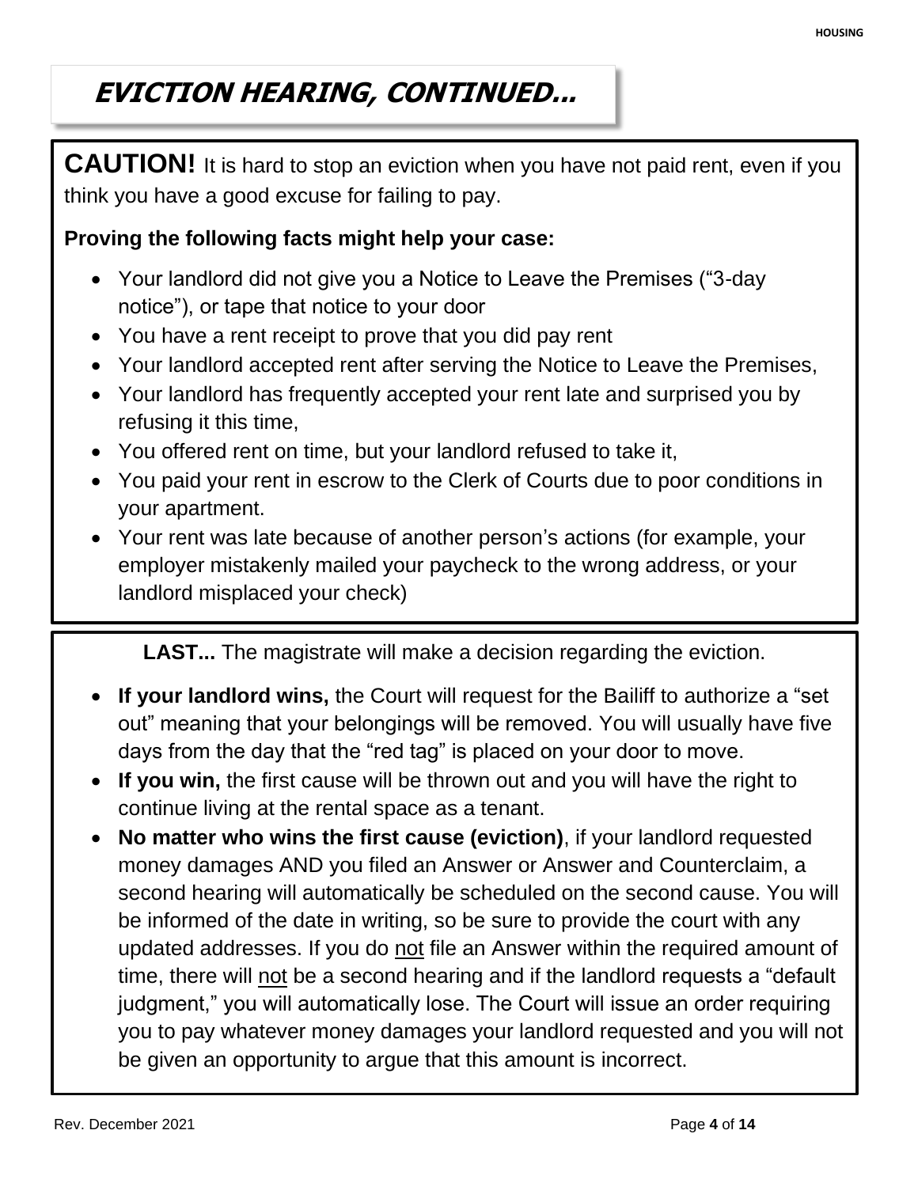# EVICTION HEARING, CONTINUED...

**CAUTION!** It is hard to stop an eviction when you have not paid rent, even if you think you have a good excuse for failing to pay.

**Proving the following facts might help your case:**

- Your landlord did not give you a Notice to Leave the Premises ("3-day notice"), or tape that notice to your door
- You have a rent receipt to prove that you did pay rent
- Your landlord accepted rent after serving the Notice to Leave the Premises,
- Your landlord has frequently accepted your rent late and surprised you by refusing it this time,
- You offered rent on time, but your landlord refused to take it,
- You paid your rent in escrow to the Clerk of Courts due to poor conditions in your apartment.
- Your rent was late because of another person's actions (for example, your employer mistakenly mailed your paycheck to the wrong address, or your landlord misplaced your check)

**LAST...** The magistrate will make a decision regarding the eviction.

- **If your landlord wins,** the Court will request for the Bailiff to authorize a "set out" meaning that your belongings will be removed. You will usually have five days from the day that the "red tag" is placed on your door to move.
- **If you win,** the first cause will be thrown out and you will have the right to continue living at the rental space as a tenant.
- **No matter who wins the first cause (eviction)**, if your landlord requested money damages AND you filed an Answer or Answer and Counterclaim, a second hearing will automatically be scheduled on the second cause. You will be informed of the date in writing, so be sure to provide the court with any updated addresses. If you do <u>not</u> file an Answer within the required amount of time, there will <u>not</u> be a second hearing and if the landlord requests a "default judgment," you will automatically lose. The Court will issue an order requiring you to pay whatever money damages your landlord requested and you will not be given an opportunity to argue that this amount is incorrect.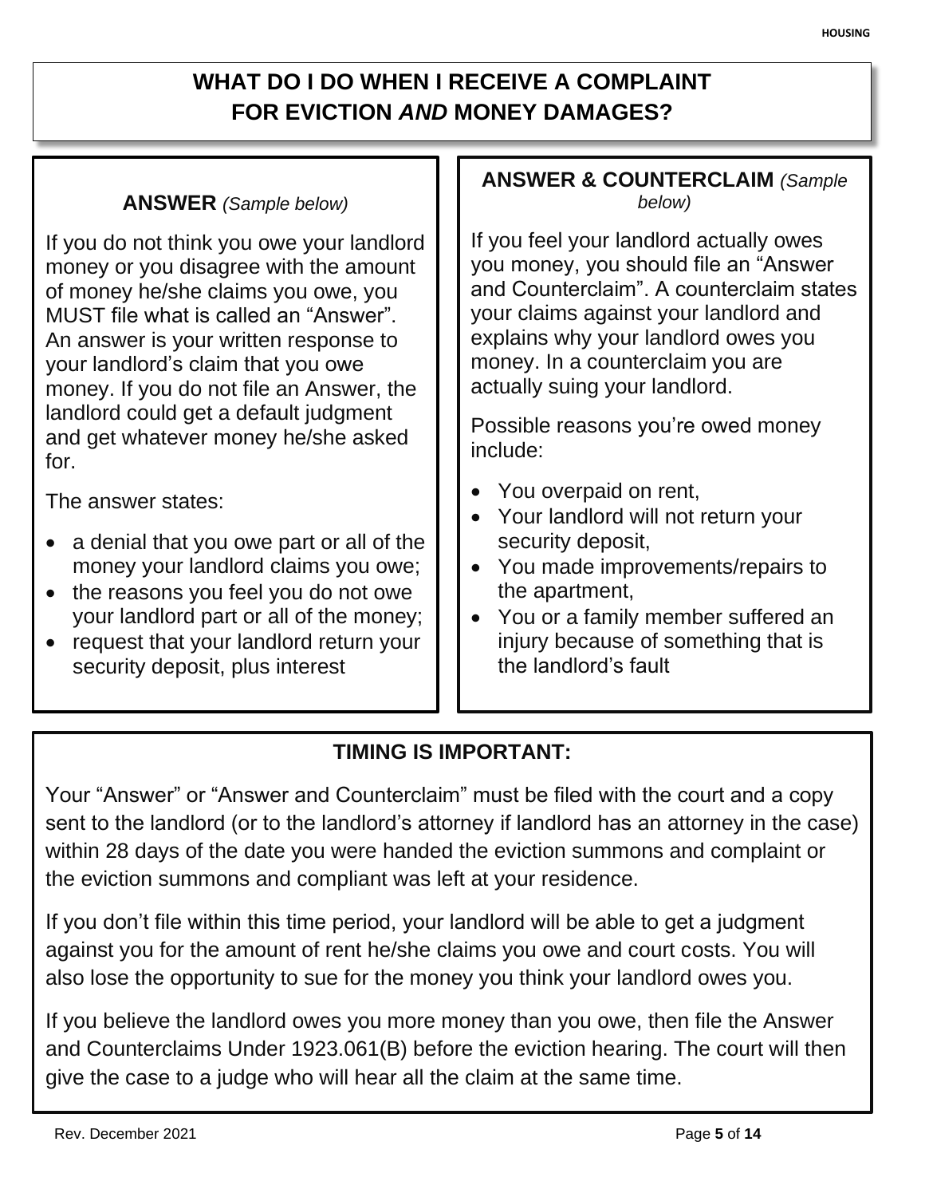# WHAT DO I DO WHEN I RECEIVE A COMPLAINT FOR EVICTION *AND* MONEY DAMAGES?

## ANSWER *(Sample below)*

If you do not think you owe your landlord money or you disagree with the amount of money he/she claims you owe, you MUST file what is called an "Answer". An answer is your written response to your landlord's claim that you owe money. If you do not file an Answer, the landlord could get a default judgment and get whatever money he/she asked for.

The answer states:

- a denial that you owe part or all of the money your landlord claims you owe;
- the reasons you feel you do not owe your landlord part or all of the money;
- request that your landlord return your security deposit, plus interest

## ANSWER & COUNTERCLAIM *(Sample below)*

If you feel your landlord actually owes you money, you should file an "Answer and Counterclaim". A counterclaim states your claims against your landlord and explains why your landlord owes you money. In a counterclaim you are actually suing your landlord.

Possible reasons you're owed money include:

- You overpaid on rent,
- Your landlord will not return your security deposit,
- You made improvements/repairs to the apartment,
- You or a family member suffered an injury because of something that is the landlord's fault

## TIMING IS IMPORTANT:

Your "Answer" or "Answer and Counterclaim" must be filed with the court and a copy sent to the landlord (or to the landlord's attorney if landlord has an attorney in the case) within 28 days of the date you were handed the eviction summons and complaint or the eviction summons and compliant was left at your residence.

If you don't file within this time period, your landlord will be able to get a judgment against you for the amount of rent he/she claims you owe and court costs. You will also lose the opportunity to sue for the money you think your landlord owes you.

If you believe the landlord owes you more money than you owe, then file the Answer and Counterclaims Under 1923.061(B) before the eviction hearing. The court will then give the case to a judge who will hear all the claim at the same time.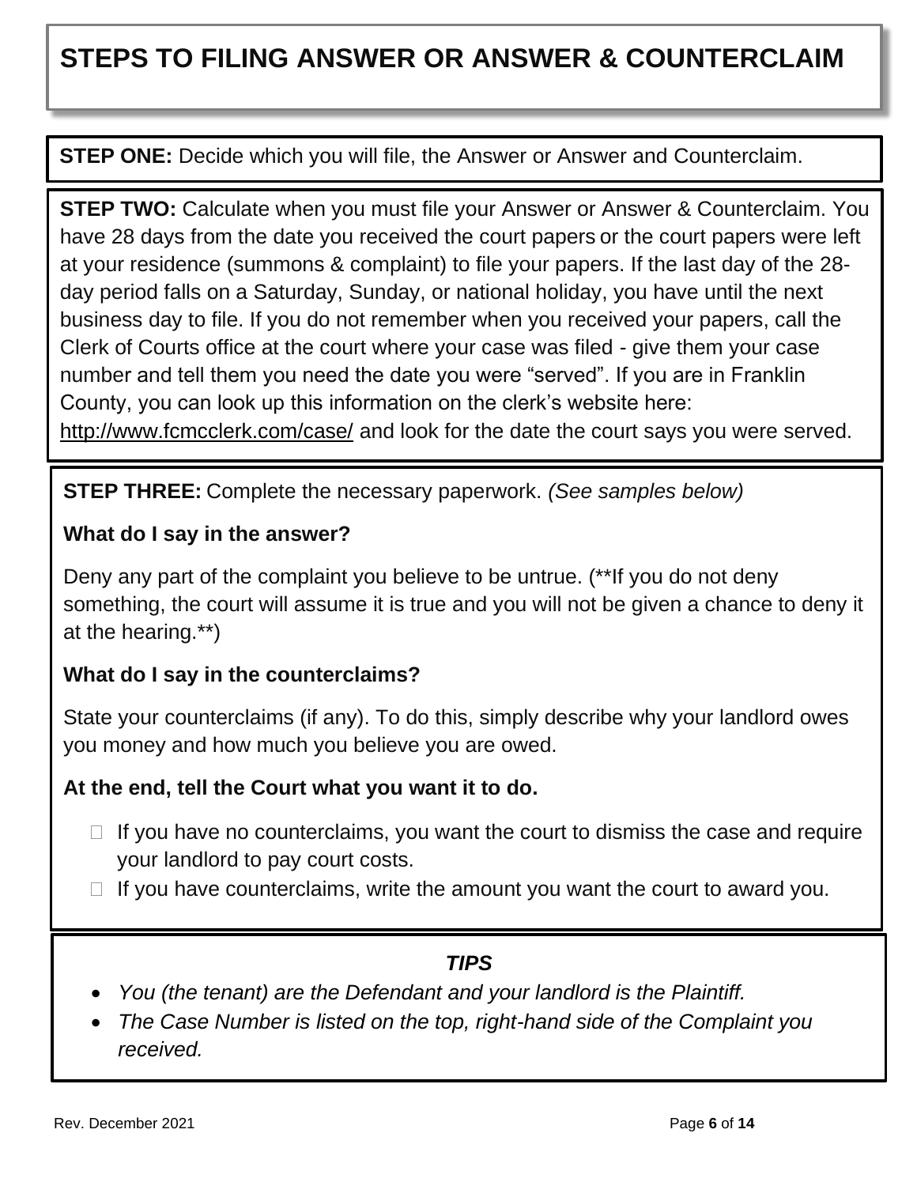# STEPS TO FILING ANSWER OR ANSWER & COUNTERCLAIM

**STEP ONE:** Decide which you will file, the Answer or Answer and Counterclaim.

**STEP TWO:** Calculate when you must file your Answer or Answer & Counterclaim. You have 28 days from the date you received the court papers or the court papers were left at your residence (summons & complaint) to file your papers. If the last day of the 28-day period falls on a Saturday, Sunday, or national holiday, you have until the next business day to file. If you do not remember when you received your papers, call the Clerk of Courts office at the court where your case was filed - give them your case number and tell them you need the date you were "served". If you are in Franklin County, you can look up this information on the clerk's website here: http://www.fcmcclerk.com/case/ and look for the date the court says you were served.

**STEP THREE:** Complete the necessary paperwork. *(See samples below)*

**What do I say in the answer?**

Deny any part of the complaint you believe to be untrue. (**If you do not deny something, the court will assume it is true and you will not be given a chance to deny it at the hearing.**)

**What do I say in the counterclaims?**

State your counterclaims (if any). To do this, simply describe why your landlord owes you money and how much you believe you are owed.

**At the end, tell the Court what you want it to do.**

- If you have no counterclaims, you want the court to dismiss the case and require your landlord to pay court costs.
- If you have counterclaims, write the amount you want the court to award you.

***TIPS***

- *You (the tenant) are the Defendant and your landlord is the Plaintiff.*
- *The Case Number is listed on the top, right-hand side of the Complaint you received.*

Rev. December 2021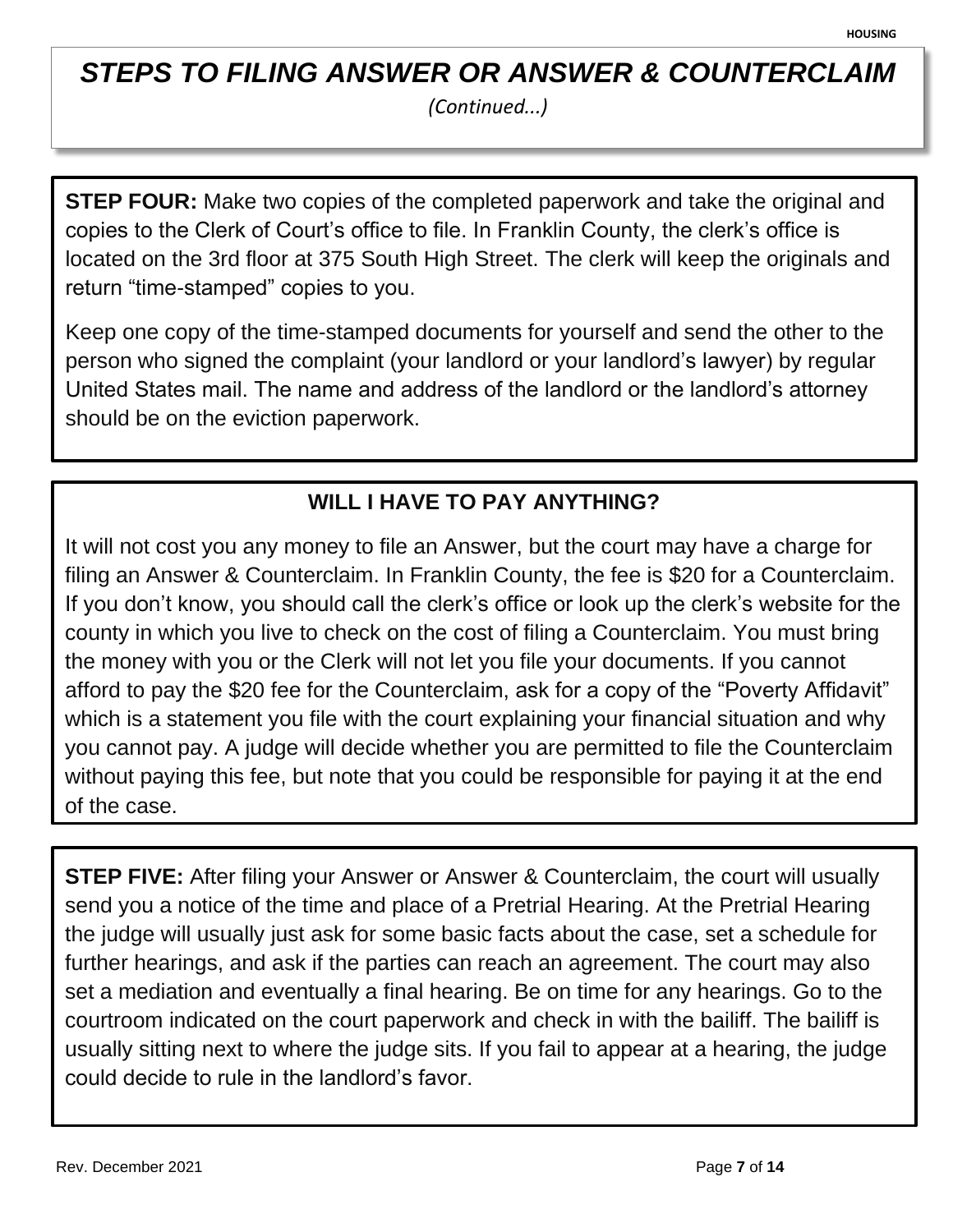## *STEPS TO FILING ANSWER OR ANSWER & COUNTERCLAIM*

*(Continued...)*

**STEP FOUR:** Make two copies of the completed paperwork and take the original and copies to the Clerk of Court's office to file. In Franklin County, the clerk's office is located on the 3rd floor at 375 South High Street. The clerk will keep the originals and return "time-stamped" copies to you.

Keep one copy of the time-stamped documents for yourself and send the other to the person who signed the complaint (your landlord or your landlord's lawyer) by regular United States mail. The name and address of the landlord or the landlord's attorney should be on the eviction paperwork.

### WILL I HAVE TO PAY ANYTHING?

It will not cost you any money to file an Answer, but the court may have a charge for filing an Answer & Counterclaim. In Franklin County, the fee is $20 for a Counterclaim. If you don't know, you should call the clerk's office or look up the clerk's website for the county in which you live to check on the cost of filing a Counterclaim. You must bring the money with you or the Clerk will not let you file your documents. If you cannot afford to pay the $20 fee for the Counterclaim, ask for a copy of the "Poverty Affidavit" which is a statement you file with the court explaining your financial situation and why you cannot pay. A judge will decide whether you are permitted to file the Counterclaim without paying this fee, but note that you could be responsible for paying it at the end of the case.

**STEP FIVE:** After filing your Answer or Answer & Counterclaim, the court will usually send you a notice of the time and place of a Pretrial Hearing. At the Pretrial Hearing the judge will usually just ask for some basic facts about the case, set a schedule for further hearings, and ask if the parties can reach an agreement. The court may also set a mediation and eventually a final hearing. Be on time for any hearings. Go to the courtroom indicated on the court paperwork and check in with the bailiff. The bailiff is usually sitting next to where the judge sits. If you fail to appear at a hearing, the judge could decide to rule in the landlord's favor.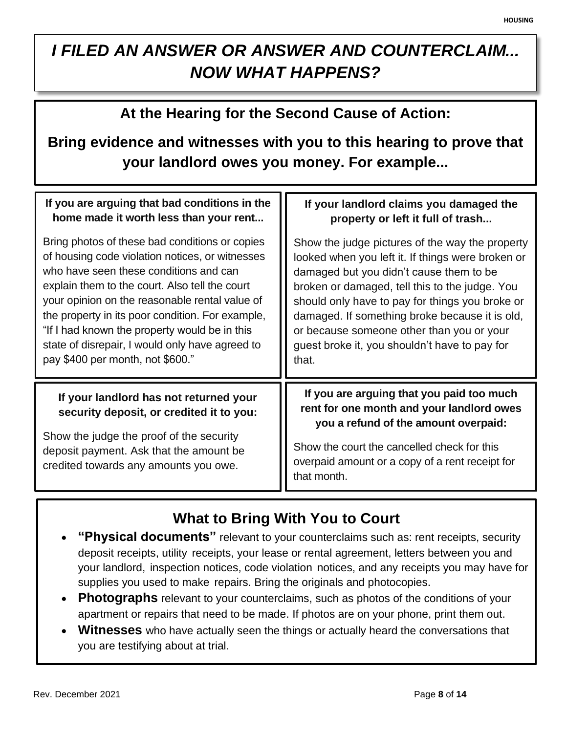# *I FILED AN ANSWER OR ANSWER AND COUNTERCLAIM... NOW WHAT HAPPENS?*

## At the Hearing for the Second Cause of Action:

## Bring evidence and witnesses with you to this hearing to prove that your landlord owes you money. For example...

**If you are arguing that bad conditions in the home made it worth less than your rent...**

Bring photos of these bad conditions or copies of housing code violation notices, or witnesses who have seen these conditions and can explain them to the court. Also tell the court your opinion on the reasonable rental value of the property in its poor condition. For example, "If I had known the property would be in this state of disrepair, I would only have agreed to pay $400 per month, not $600."

**If your landlord claims you damaged the property or left it full of trash...**

Show the judge pictures of the way the property looked when you left it. If things were broken or damaged but you didn't cause them to be broken or damaged, tell this to the judge. You should only have to pay for things you broke or damaged. If something broke because it is old, or because someone other than you or your guest broke it, you shouldn't have to pay for that.

**If your landlord has not returned your security deposit, or credited it to you:**

Show the judge the proof of the security deposit payment. Ask that the amount be credited towards any amounts you owe.

**If you are arguing that you paid too much rent for one month and your landlord owes you a refund of the amount overpaid:**

Show the court the cancelled check for this overpaid amount or a copy of a rent receipt for that month.

## What to Bring With You to Court

- **"Physical documents"** relevant to your counterclaims such as: rent receipts, security deposit receipts, utility receipts, your lease or rental agreement, letters between you and your landlord, inspection notices, code violation notices, and any receipts you may have for supplies you used to make repairs. Bring the originals and photocopies.
- **Photographs** relevant to your counterclaims, such as photos of the conditions of your apartment or repairs that need to be made. If photos are on your phone, print them out.
- **Witnesses** who have actually seen the things or actually heard the conversations that you are testifying about at trial.

Rev. December 2021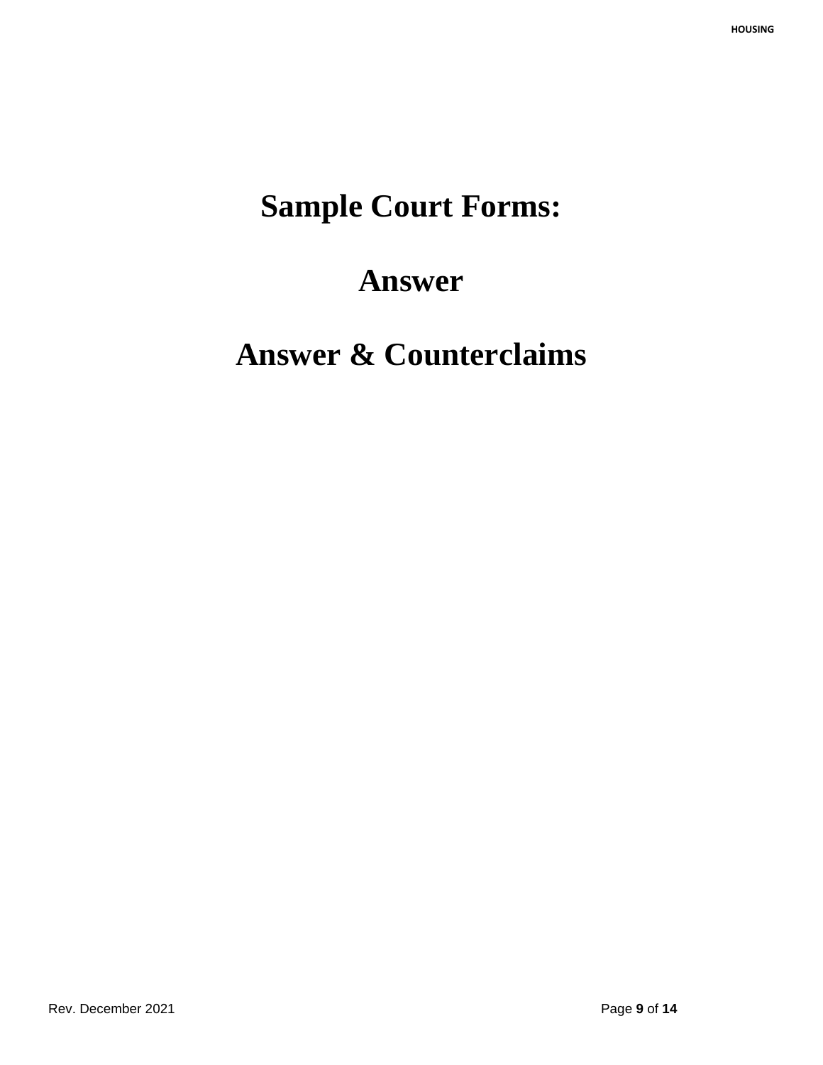# Sample Court Forms:

# Answer

# Answer & Counterclaims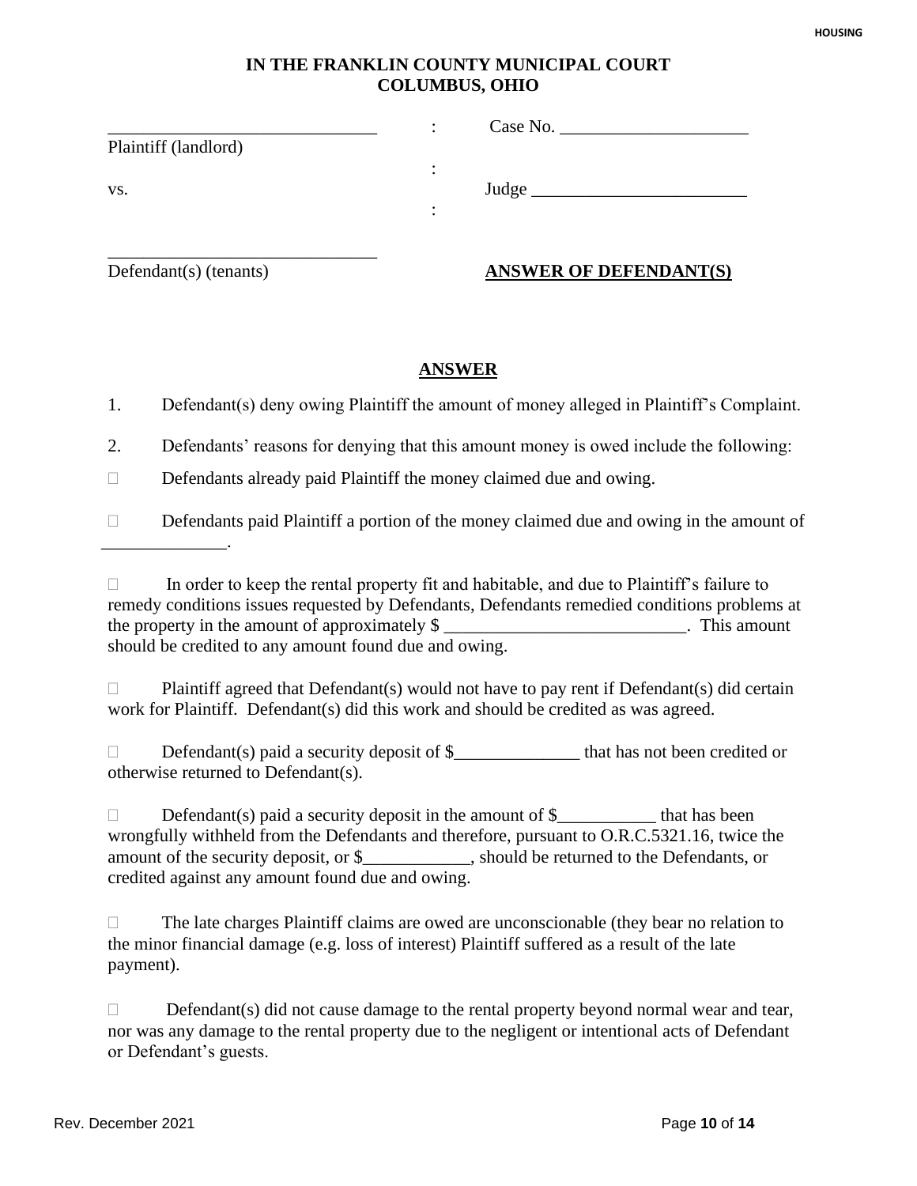**IN THE FRANKLIN COUNTY MUNICIPAL COURT**
**COLUMBUS, OHIO**

| | | |
|---|---|---|
| ______________________________ Plaintiff (landlord) | : | Case No. _____________________ |
| vs. | : | Judge ________________________ |
| ______________________________ Defendant(s) (tenants) | : | **ANSWER OF DEFENDANT(S)** |

## ANSWER

1. Defendant(s) deny owing Plaintiff the amount of money alleged in Plaintiff's Complaint.

2. Defendants' reasons for denying that this amount money is owed include the following:

☐ Defendants already paid Plaintiff the money claimed due and owing.

☐ Defendants paid Plaintiff a portion of the money claimed due and owing in the amount of ______________.

☐ In order to keep the rental property fit and habitable, and due to Plaintiff's failure to remedy conditions issues requested by Defendants, Defendants remedied conditions problems at the property in the amount of approximately $ ___________________________. This amount should be credited to any amount found due and owing.

☐ Plaintiff agreed that Defendant(s) would not have to pay rent if Defendant(s) did certain work for Plaintiff. Defendant(s) did this work and should be credited as was agreed.

☐ Defendant(s) paid a security deposit of $______________ that has not been credited or otherwise returned to Defendant(s).

☐ Defendant(s) paid a security deposit in the amount of $___________ that has been wrongfully withheld from the Defendants and therefore, pursuant to O.R.C.5321.16, twice the amount of the security deposit, or $____________, should be returned to the Defendants, or credited against any amount found due and owing.

☐ The late charges Plaintiff claims are owed are unconscionable (they bear no relation to the minor financial damage (e.g. loss of interest) Plaintiff suffered as a result of the late payment).

☐ Defendant(s) did not cause damage to the rental property beyond normal wear and tear, nor was any damage to the rental property due to the negligent or intentional acts of Defendant or Defendant's guests.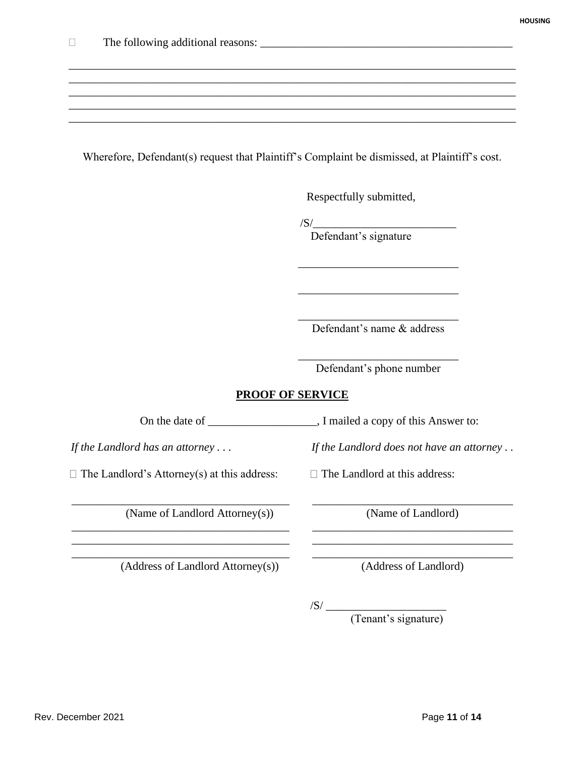☐ The following additional reasons: ____________________________________________

________________________________________________________________________________
________________________________________________________________________________
________________________________________________________________________________
________________________________________________________________________________
________________________________________________________________________________

Wherefore, Defendant(s) request that Plaintiff's Complaint be dismissed, at Plaintiff's cost.

Respectfully submitted,

/S/_________________________
Defendant's signature

____________________________

____________________________

____________________________
Defendant's name & address

____________________________
Defendant's phone number

## PROOF OF SERVICE

On the date of ___________________, I mailed a copy of this Answer to:

*If the Landlord has an attorney . . .*

☐ The Landlord's Attorney(s) at this address:

______________________________________
(Name of Landlord Attorney(s))

______________________________________
______________________________________
______________________________________
(Address of Landlord Attorney(s))

*If the Landlord does not have an attorney . .*

☐ The Landlord at this address:

______________________________________
(Name of Landlord)

______________________________________
______________________________________
______________________________________
(Address of Landlord)

/S/ _____________________
(Tenant's signature)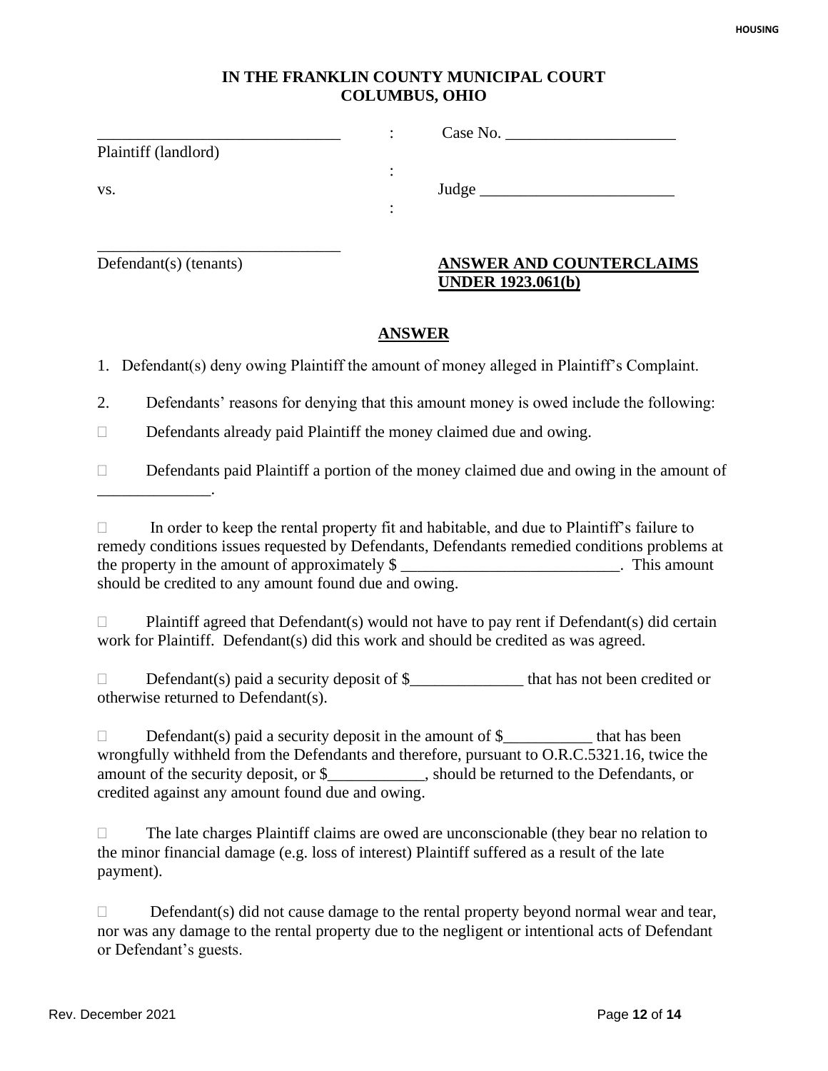**IN THE FRANKLIN COUNTY MUNICIPAL COURT**
**COLUMBUS, OHIO**

| | | |
|---|---|---|
| ______________________________ | : | Case No. _____________________ |
| Plaintiff (landlord) | | |
| | : | |
| vs. | | Judge ________________________ |
| | : | |
| ______________________________ | | |
| Defendant(s) (tenants) | | **ANSWER AND COUNTERCLAIMS UNDER 1923.061(b)** |

## ANSWER

1. Defendant(s) deny owing Plaintiff the amount of money alleged in Plaintiff's Complaint.

2. Defendants' reasons for denying that this amount money is owed include the following:

☐ Defendants already paid Plaintiff the money claimed due and owing.

☐ Defendants paid Plaintiff a portion of the money claimed due and owing in the amount of ______________.

☐ In order to keep the rental property fit and habitable, and due to Plaintiff's failure to remedy conditions issues requested by Defendants, Defendants remedied conditions problems at the property in the amount of approximately $ ___________________________. This amount should be credited to any amount found due and owing.

☐ Plaintiff agreed that Defendant(s) would not have to pay rent if Defendant(s) did certain work for Plaintiff. Defendant(s) did this work and should be credited as was agreed.

☐ Defendant(s) paid a security deposit of $______________ that has not been credited or otherwise returned to Defendant(s).

☐ Defendant(s) paid a security deposit in the amount of $___________ that has been wrongfully withheld from the Defendants and therefore, pursuant to O.R.C.5321.16, twice the amount of the security deposit, or $____________, should be returned to the Defendants, or credited against any amount found due and owing.

☐ The late charges Plaintiff claims are owed are unconscionable (they bear no relation to the minor financial damage (e.g. loss of interest) Plaintiff suffered as a result of the late payment).

☐ Defendant(s) did not cause damage to the rental property beyond normal wear and tear, nor was any damage to the rental property due to the negligent or intentional acts of Defendant or Defendant's guests.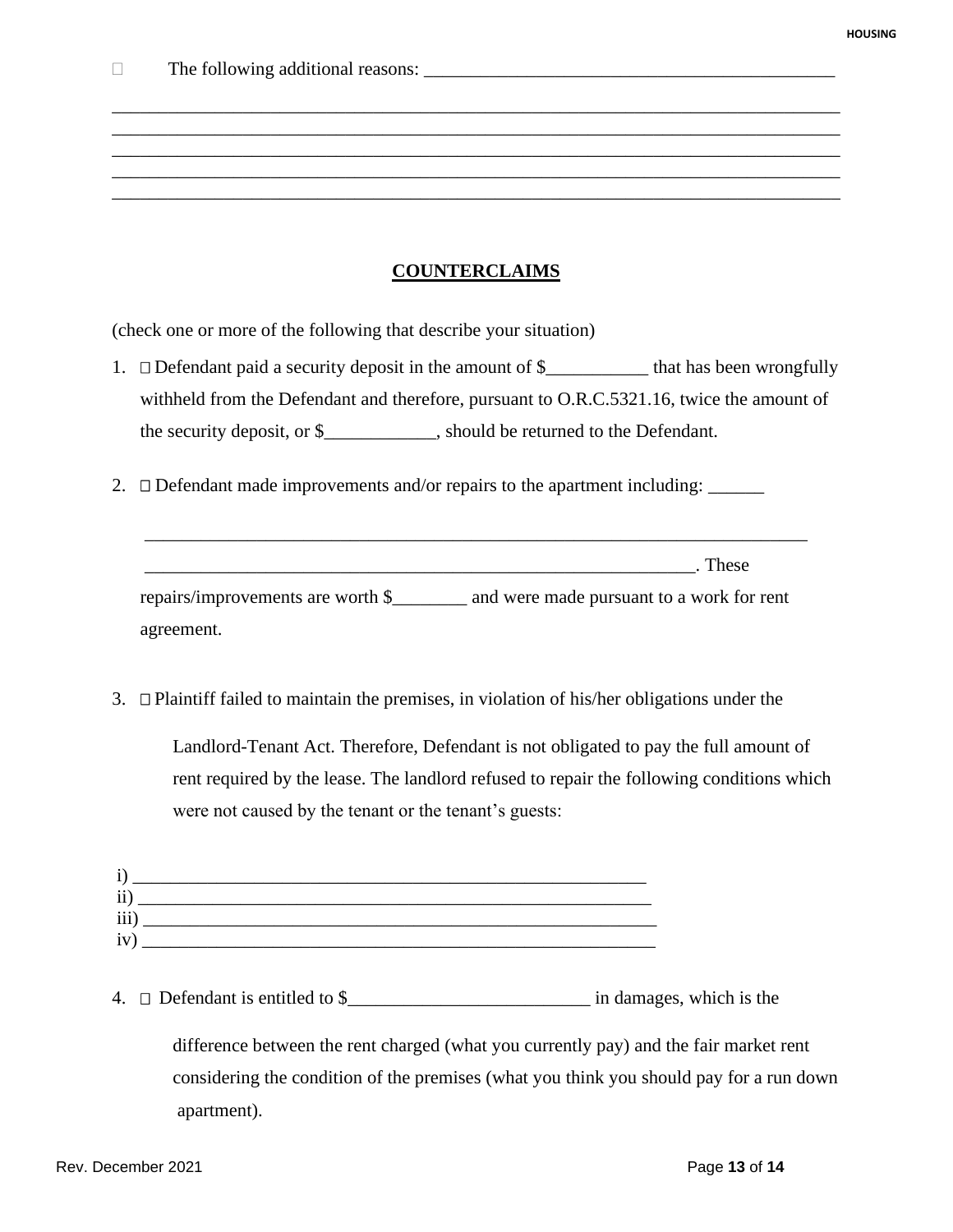☐ The following additional reasons: _____________________________________________

_________________________________________________________________________________
_________________________________________________________________________________
_________________________________________________________________________________
_________________________________________________________________________________
_________________________________________________________________________________

## COUNTERCLAIMS

(check one or more of the following that describe your situation)

1. ☐ Defendant paid a security deposit in the amount of $___________ that has been wrongfully withheld from the Defendant and therefore, pursuant to O.R.C.5321.16, twice the amount of the security deposit, or $____________, should be returned to the Defendant.

2. ☐ Defendant made improvements and/or repairs to the apartment including: ______

   ___________________________________________________________________________
   
   ______________________________________________________________. These repairs/improvements are worth $________ and were made pursuant to a work for rent agreement.

3. ☐ Plaintiff failed to maintain the premises, in violation of his/her obligations under the

   Landlord-Tenant Act. Therefore, Defendant is not obligated to pay the full amount of rent required by the lease. The landlord refused to repair the following conditions which were not caused by the tenant or the tenant's guests:

i) ________________________________________________________
ii) ________________________________________________________
iii) ________________________________________________________
iv) ________________________________________________________

4. ☐ Defendant is entitled to $__________________________ in damages, which is the

   difference between the rent charged (what you currently pay) and the fair market rent considering the condition of the premises (what you think you should pay for a run down apartment).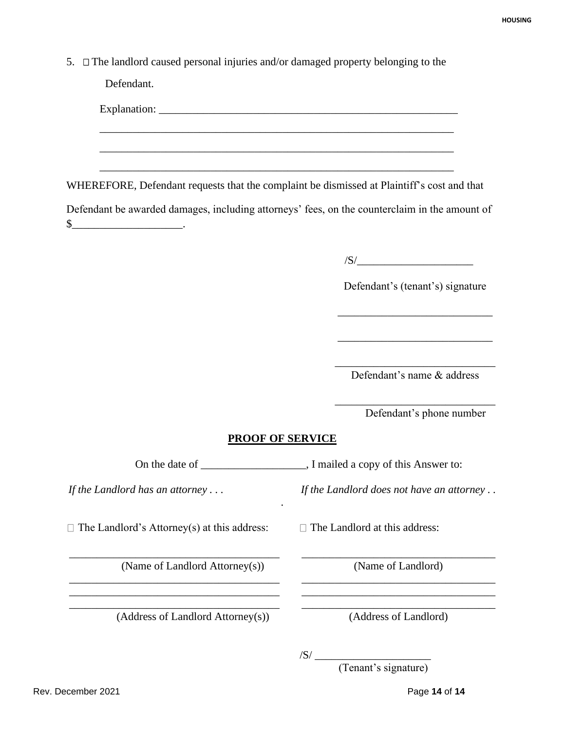5. ☐ The landlord caused personal injuries and/or damaged property belonging to the Defendant.

   Explanation: ________________________________________________________
   
   ________________________________________________________________
   
   ________________________________________________________________
   
   ________________________________________________________________

WHEREFORE, Defendant requests that the complaint be dismissed at Plaintiff's cost and that Defendant be awarded damages, including attorneys' fees, on the counterclaim in the amount of $___________________.

/S/____________________

Defendant's (tenant's) signature

___________________________

___________________________

___________________________

Defendant's name & address

___________________________

Defendant's phone number

## PROOF OF SERVICE

On the date of __________________, I mailed a copy of this Answer to:

| *If the Landlord has an attorney . . .* | *If the Landlord does not have an attorney . . .* |
|---|---|
| ☐ The Landlord's Attorney(s) at this address: | ☐ The Landlord at this address: |
| ___________________________________ | ___________________________________ |
| (Name of Landlord Attorney(s)) | (Name of Landlord) |
| ___________________________________ | ___________________________________ |
| ___________________________________ | ___________________________________ |
| ___________________________________ | ___________________________________ |
| (Address of Landlord Attorney(s)) | (Address of Landlord) |

/S/ ____________________

(Tenant's signature)

Rev. December 2021